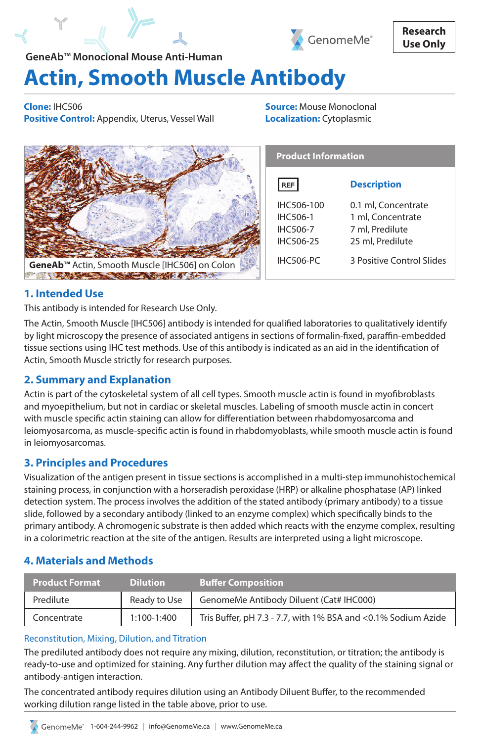Research Use Only

GeneAb™ Monoclonal Mouse Anti-Human

# Actin, Smooth Muscle Antibody

**Clone:** IHC506
**Positive Control:** Appendix, Uterus, Vessel Wall

**Source:** Mouse Monoclonal
**Localization:** Cytoplasmic

GeneAb™ Actin, Smooth Muscle [IHC506] on Colon

**Product Information**

| REF | Description |
|---|---|
| IHC506-100 | 0.1 ml, Concentrate |
| IHC506-1 | 1 ml, Concentrate |
| IHC506-7 | 7 ml, Predilute |
| IHC506-25 | 25 ml, Predilute |
| IHC506-PC | 3 Positive Control Slides |

## 1. Intended Use

This antibody is intended for Research Use Only.

The Actin, Smooth Muscle [IHC506] antibody is intended for qualified laboratories to qualitatively identify by light microscopy the presence of associated antigens in sections of formalin-fixed, paraffin-embedded tissue sections using IHC test methods. Use of this antibody is indicated as an aid in the identification of Actin, Smooth Muscle strictly for research purposes.

## 2. Summary and Explanation

Actin is part of the cytoskeletal system of all cell types. Smooth muscle actin is found in myofibroblasts and myoepithelium, but not in cardiac or skeletal muscles. Labeling of smooth muscle actin in concert with muscle specific actin staining can allow for differentiation between rhabdomyosarcoma and leiomyosarcoma, as muscle-specific actin is found in rhabdomyoblasts, while smooth muscle actin is found in leiomyosarcomas.

## 3. Principles and Procedures

Visualization of the antigen present in tissue sections is accomplished in a multi-step immunohistochemical staining process, in conjunction with a horseradish peroxidase (HRP) or alkaline phosphatase (AP) linked detection system. The process involves the addition of the stated antibody (primary antibody) to a tissue slide, followed by a secondary antibody (linked to an enzyme complex) which specifically binds to the primary antibody. A chromogenic substrate is then added which reacts with the enzyme complex, resulting in a colorimetric reaction at the site of the antigen. Results are interpreted using a light microscope.

## 4. Materials and Methods

| Product Format | Dilution | Buffer Composition |
|---|---|---|
| Predilute | Ready to Use | GenomeMe Antibody Diluent (Cat# IHC000) |
| Concentrate | 1:100-1:400 | Tris Buffer, pH 7.3 - 7.7, with 1% BSA and <0.1% Sodium Azide |

### Reconstitution, Mixing, Dilution, and Titration

The prediluted antibody does not require any mixing, dilution, reconstitution, or titration; the antibody is ready-to-use and optimized for staining. Any further dilution may affect the quality of the staining signal or antibody-antigen interaction.

The concentrated antibody requires dilution using an Antibody Diluent Buffer, to the recommended working dilution range listed in the table above, prior to use.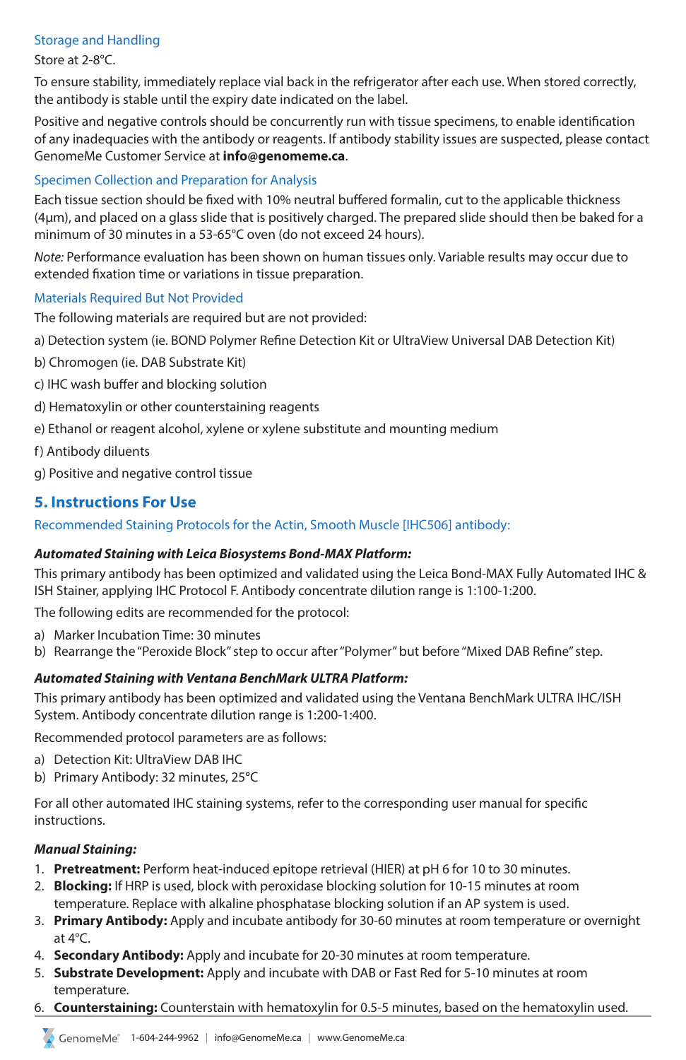### Storage and Handling

Store at 2-8°C.

To ensure stability, immediately replace vial back in the refrigerator after each use. When stored correctly, the antibody is stable until the expiry date indicated on the label.

Positive and negative controls should be concurrently run with tissue specimens, to enable identification of any inadequacies with the antibody or reagents. If antibody stability issues are suspected, please contact GenomeMe Customer Service at **info@genomeme.ca**.

### Specimen Collection and Preparation for Analysis

Each tissue section should be fixed with 10% neutral buffered formalin, cut to the applicable thickness (4µm), and placed on a glass slide that is positively charged. The prepared slide should then be baked for a minimum of 30 minutes in a 53-65°C oven (do not exceed 24 hours).

*Note:* Performance evaluation has been shown on human tissues only. Variable results may occur due to extended fixation time or variations in tissue preparation.

### Materials Required But Not Provided

The following materials are required but are not provided:

a) Detection system (ie. BOND Polymer Refine Detection Kit or UltraView Universal DAB Detection Kit)

b) Chromogen (ie. DAB Substrate Kit)

c) IHC wash buffer and blocking solution

d) Hematoxylin or other counterstaining reagents

e) Ethanol or reagent alcohol, xylene or xylene substitute and mounting medium

f) Antibody diluents

g) Positive and negative control tissue

## 5. Instructions For Use

### Recommended Staining Protocols for the Actin, Smooth Muscle [IHC506] antibody:

***Automated Staining with Leica Biosystems Bond-MAX Platform:***

This primary antibody has been optimized and validated using the Leica Bond-MAX Fully Automated IHC & ISH Stainer, applying IHC Protocol F. Antibody concentrate dilution range is 1:100-1:200.

The following edits are recommended for the protocol:

a) Marker Incubation Time: 30 minutes
b) Rearrange the "Peroxide Block" step to occur after "Polymer" but before "Mixed DAB Refine" step.

***Automated Staining with Ventana BenchMark ULTRA Platform:***

This primary antibody has been optimized and validated using the Ventana BenchMark ULTRA IHC/ISH System. Antibody concentrate dilution range is 1:200-1:400.

Recommended protocol parameters are as follows:

a) Detection Kit: UltraView DAB IHC
b) Primary Antibody: 32 minutes, 25°C

For all other automated IHC staining systems, refer to the corresponding user manual for specific instructions.

***Manual Staining:***

1. **Pretreatment:** Perform heat-induced epitope retrieval (HIER) at pH 6 for 10 to 30 minutes.
2. **Blocking:** If HRP is used, block with peroxidase blocking solution for 10-15 minutes at room temperature. Replace with alkaline phosphatase blocking solution if an AP system is used.
3. **Primary Antibody:** Apply and incubate antibody for 30-60 minutes at room temperature or overnight at 4°C.
4. **Secondary Antibody:** Apply and incubate for 20-30 minutes at room temperature.
5. **Substrate Development:** Apply and incubate with DAB or Fast Red for 5-10 minutes at room temperature.
6. **Counterstaining:** Counterstain with hematoxylin for 0.5-5 minutes, based on the hematoxylin used.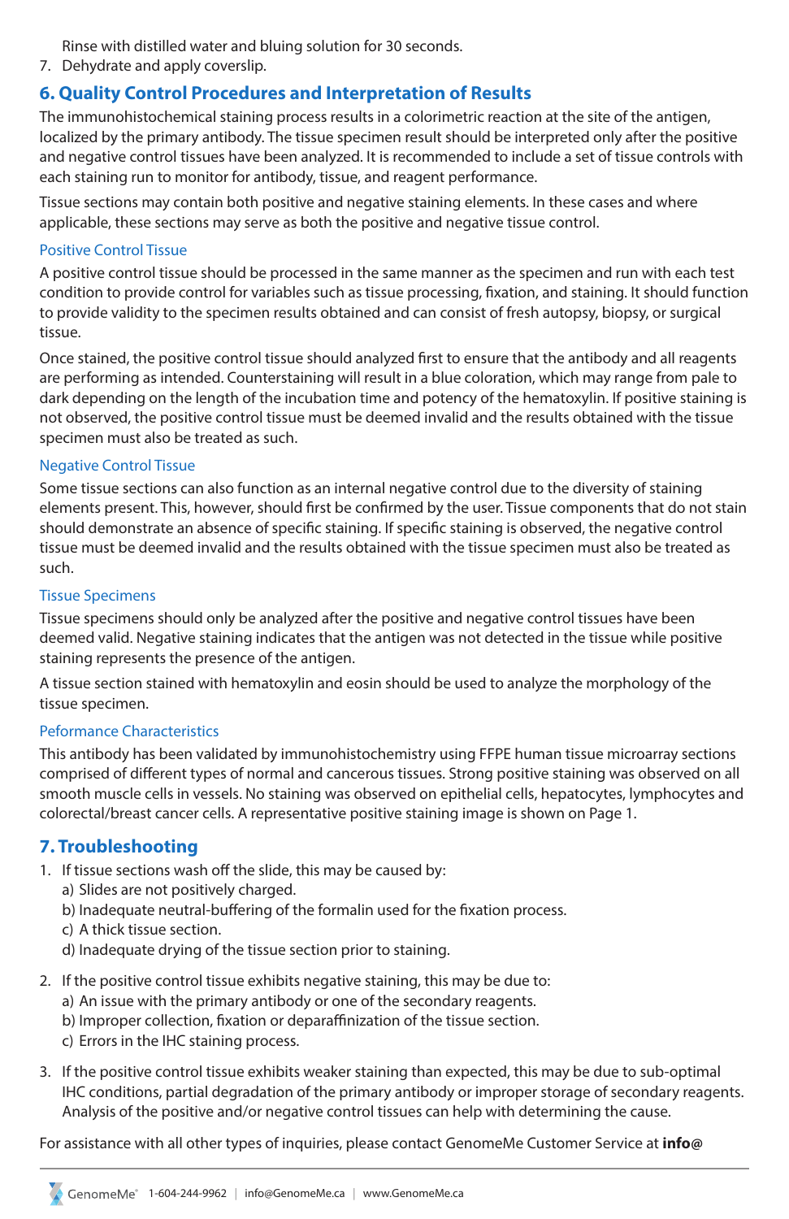Rinse with distilled water and bluing solution for 30 seconds.

7. Dehydrate and apply coverslip.

## 6. Quality Control Procedures and Interpretation of Results

The immunohistochemical staining process results in a colorimetric reaction at the site of the antigen, localized by the primary antibody. The tissue specimen result should be interpreted only after the positive and negative control tissues have been analyzed. It is recommended to include a set of tissue controls with each staining run to monitor for antibody, tissue, and reagent performance.

Tissue sections may contain both positive and negative staining elements. In these cases and where applicable, these sections may serve as both the positive and negative tissue control.

### Positive Control Tissue

A positive control tissue should be processed in the same manner as the specimen and run with each test condition to provide control for variables such as tissue processing, fixation, and staining. It should function to provide validity to the specimen results obtained and can consist of fresh autopsy, biopsy, or surgical tissue.

Once stained, the positive control tissue should analyzed first to ensure that the antibody and all reagents are performing as intended. Counterstaining will result in a blue coloration, which may range from pale to dark depending on the length of the incubation time and potency of the hematoxylin. If positive staining is not observed, the positive control tissue must be deemed invalid and the results obtained with the tissue specimen must also be treated as such.

### Negative Control Tissue

Some tissue sections can also function as an internal negative control due to the diversity of staining elements present. This, however, should first be confirmed by the user. Tissue components that do not stain should demonstrate an absence of specific staining. If specific staining is observed, the negative control tissue must be deemed invalid and the results obtained with the tissue specimen must also be treated as such.

### Tissue Specimens

Tissue specimens should only be analyzed after the positive and negative control tissues have been deemed valid. Negative staining indicates that the antigen was not detected in the tissue while positive staining represents the presence of the antigen.

A tissue section stained with hematoxylin and eosin should be used to analyze the morphology of the tissue specimen.

### Peformance Characteristics

This antibody has been validated by immunohistochemistry using FFPE human tissue microarray sections comprised of different types of normal and cancerous tissues. Strong positive staining was observed on all smooth muscle cells in vessels. No staining was observed on epithelial cells, hepatocytes, lymphocytes and colorectal/breast cancer cells. A representative positive staining image is shown on Page 1.

## 7. Troubleshooting

1. If tissue sections wash off the slide, this may be caused by:
   a) Slides are not positively charged.
   b) Inadequate neutral-buffering of the formalin used for the fixation process.
   c) A thick tissue section.
   d) Inadequate drying of the tissue section prior to staining.

2. If the positive control tissue exhibits negative staining, this may be due to:
   a) An issue with the primary antibody or one of the secondary reagents.
   b) Improper collection, fixation or deparaffinization of the tissue section.
   c) Errors in the IHC staining process.

3. If the positive control tissue exhibits weaker staining than expected, this may be due to sub-optimal IHC conditions, partial degradation of the primary antibody or improper storage of secondary reagents. Analysis of the positive and/or negative control tissues can help with determining the cause.

For assistance with all other types of inquiries, please contact GenomeMe Customer Service at **info@**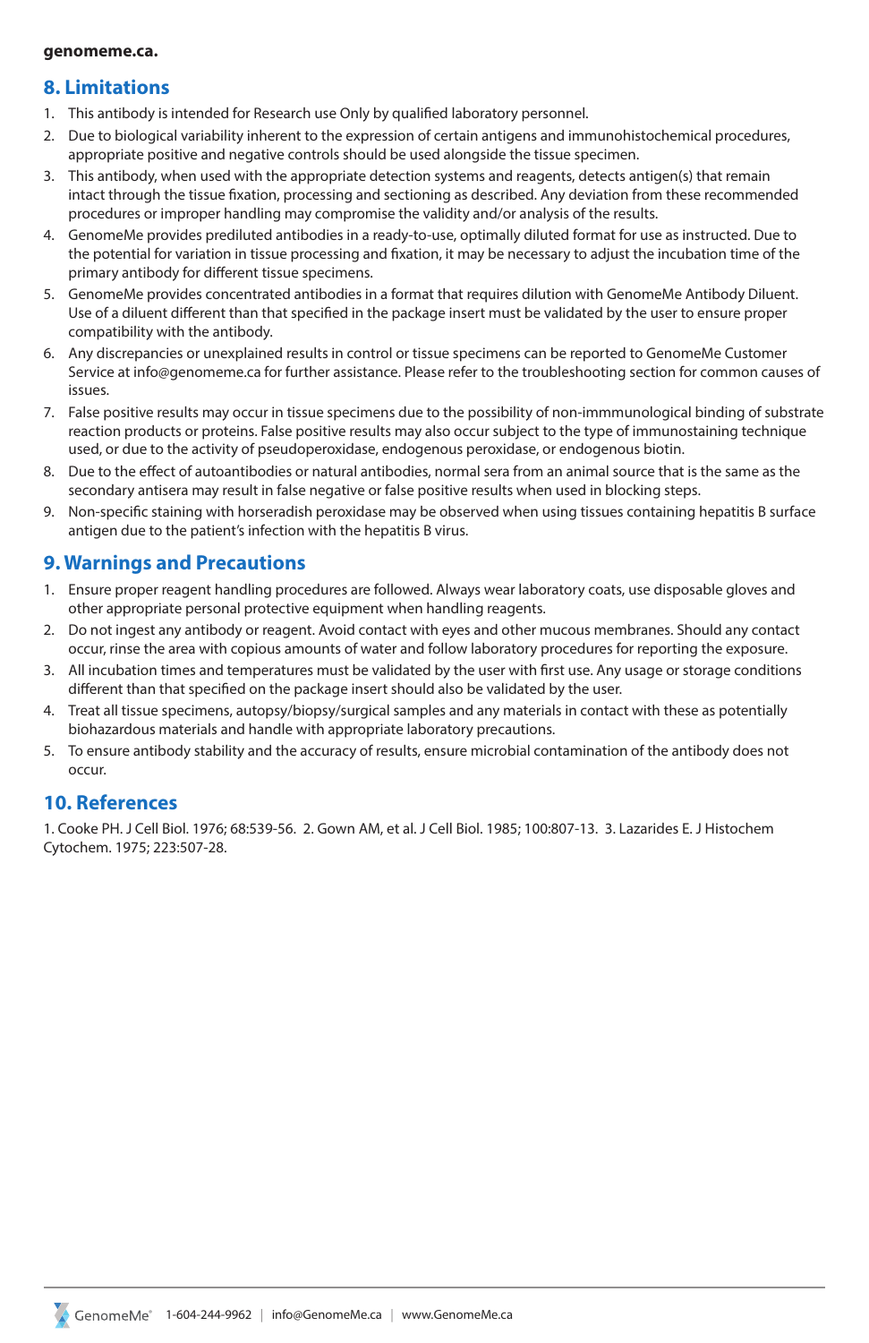genomeme.ca.

## 8. Limitations

1. This antibody is intended for Research use Only by qualified laboratory personnel.
2. Due to biological variability inherent to the expression of certain antigens and immunohistochemical procedures, appropriate positive and negative controls should be used alongside the tissue specimen.
3. This antibody, when used with the appropriate detection systems and reagents, detects antigen(s) that remain intact through the tissue fixation, processing and sectioning as described. Any deviation from these recommended procedures or improper handling may compromise the validity and/or analysis of the results.
4. GenomeMe provides prediluted antibodies in a ready-to-use, optimally diluted format for use as instructed. Due to the potential for variation in tissue processing and fixation, it may be necessary to adjust the incubation time of the primary antibody for different tissue specimens.
5. GenomeMe provides concentrated antibodies in a format that requires dilution with GenomeMe Antibody Diluent. Use of a diluent different than that specified in the package insert must be validated by the user to ensure proper compatibility with the antibody.
6. Any discrepancies or unexplained results in control or tissue specimens can be reported to GenomeMe Customer Service at info@genomeme.ca for further assistance. Please refer to the troubleshooting section for common causes of issues.
7. False positive results may occur in tissue specimens due to the possibility of non-immmunological binding of substrate reaction products or proteins. False positive results may also occur subject to the type of immunostaining technique used, or due to the activity of pseudoperoxidase, endogenous peroxidase, or endogenous biotin.
8. Due to the effect of autoantibodies or natural antibodies, normal sera from an animal source that is the same as the secondary antisera may result in false negative or false positive results when used in blocking steps.
9. Non-specific staining with horseradish peroxidase may be observed when using tissues containing hepatitis B surface antigen due to the patient's infection with the hepatitis B virus.

## 9. Warnings and Precautions

1. Ensure proper reagent handling procedures are followed. Always wear laboratory coats, use disposable gloves and other appropriate personal protective equipment when handling reagents.
2. Do not ingest any antibody or reagent. Avoid contact with eyes and other mucous membranes. Should any contact occur, rinse the area with copious amounts of water and follow laboratory procedures for reporting the exposure.
3. All incubation times and temperatures must be validated by the user with first use. Any usage or storage conditions different than that specified on the package insert should also be validated by the user.
4. Treat all tissue specimens, autopsy/biopsy/surgical samples and any materials in contact with these as potentially biohazardous materials and handle with appropriate laboratory precautions.
5. To ensure antibody stability and the accuracy of results, ensure microbial contamination of the antibody does not occur.

## 10. References

1. Cooke PH. J Cell Biol. 1976; 68:539-56. 2. Gown AM, et al. J Cell Biol. 1985; 100:807-13. 3. Lazarides E. J Histochem Cytochem. 1975; 223:507-28.

GenomeMe 1-604-244-9962 | info@GenomeMe.ca | www.GenomeMe.ca